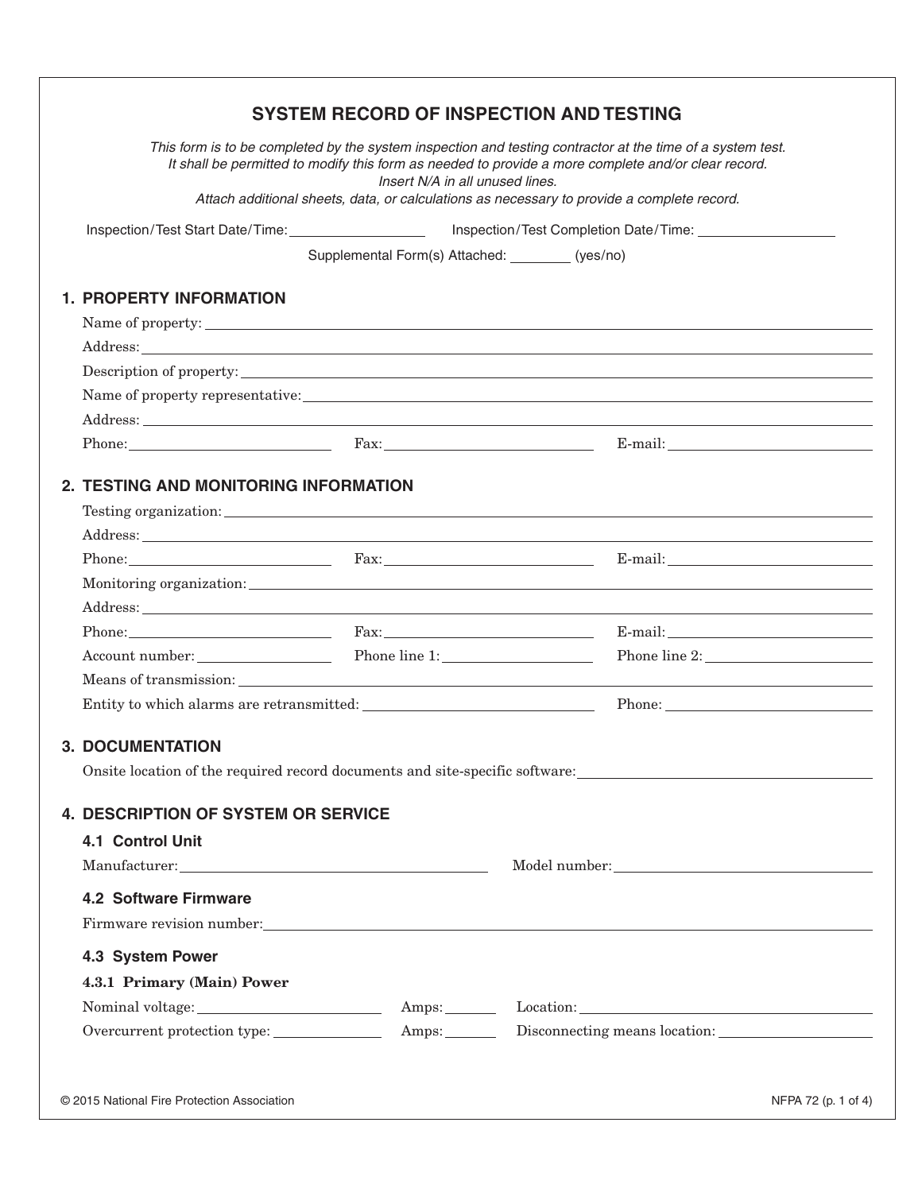# SYSTEM RECORD OF INSPECTION AND TESTING

*This form is to be completed by the system inspection and testing contractor at the time of a system test. It shall be permitted to modify this form as needed to provide a more complete and/or clear record. Insert N/A in all unused lines. Attach additional sheets, data, or calculations as necessary to provide a complete record.*

Inspection/Test Start Date/Time: ______________ Inspection/Test Completion Date/Time: ______________

Supplemental Form(s) Attached: ________ (yes/no)

## 1. PROPERTY INFORMATION

Name of property: ______________________________

Address: ______________________________

Description of property: ______________________________

Name of property representative: ______________________________

Address: ______________________________

Phone: ______________ Fax: ______________ E-mail: ______________

## 2. TESTING AND MONITORING INFORMATION

Testing organization: ______________________________

Address: ______________________________

Phone: ______________ Fax: ______________ E-mail: ______________

Monitoring organization: ______________________________

Address: ______________________________

Phone: ______________ Fax: ______________ E-mail: ______________

Account number: ______________ Phone line 1: ______________ Phone line 2: ______________

Means of transmission: ______________________________

Entity to which alarms are retransmitted: ______________ Phone: ______________

## 3. DOCUMENTATION

Onsite location of the required record documents and site-specific software: ______________________________

## 4. DESCRIPTION OF SYSTEM OR SERVICE

### 4.1 Control Unit

Manufacturer: ______________ Model number: ______________

### 4.2 Software Firmware

Firmware revision number: ______________________________

### 4.3 System Power

#### 4.3.1 Primary (Main) Power

Nominal voltage: ______________ Amps: ________ Location: ______________

Overcurrent protection type: ______________ Amps: ________ Disconnecting means location: ______________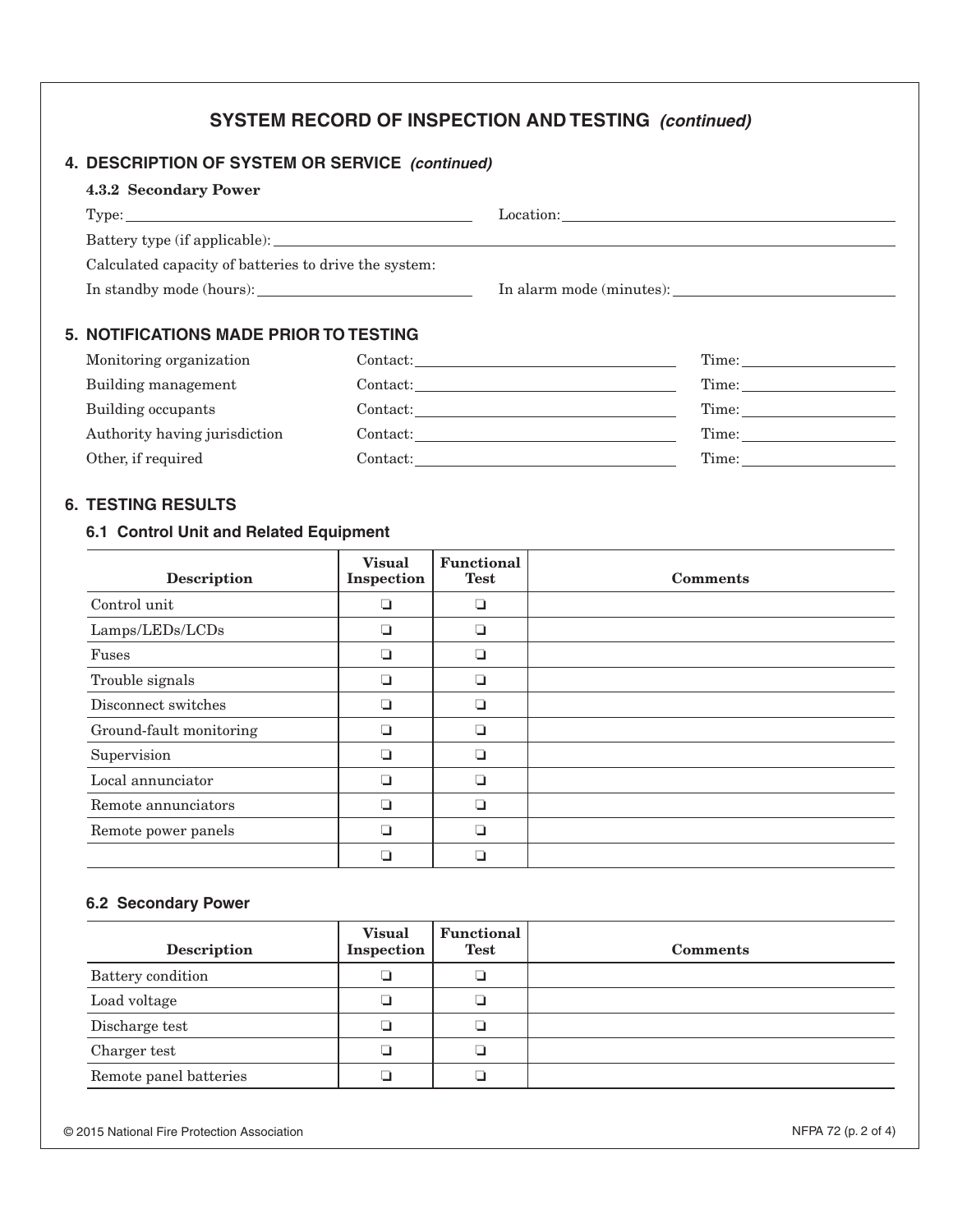## SYSTEM RECORD OF INSPECTION AND TESTING *(continued)*

### 4. DESCRIPTION OF SYSTEM OR SERVICE *(continued)*

**4.3.2 Secondary Power**

Type: \_\_\_\_\_\_\_\_\_\_\_\_\_\_\_\_\_\_\_\_ Location: \_\_\_\_\_\_\_\_\_\_\_\_\_\_\_\_\_\_\_\_

Battery type (if applicable): \_\_\_\_\_\_\_\_\_\_\_\_\_\_\_\_\_\_\_\_

Calculated capacity of batteries to drive the system:

In standby mode (hours): \_\_\_\_\_\_\_\_\_\_\_\_\_\_\_\_\_\_\_\_ In alarm mode (minutes): \_\_\_\_\_\_\_\_\_\_\_\_\_\_\_\_\_\_\_\_

### 5. NOTIFICATIONS MADE PRIOR TO TESTING

| | | |
|---|---|---|
| Monitoring organization | Contact: | Time: |
| Building management | Contact: | Time: |
| Building occupants | Contact: | Time: |
| Authority having jurisdiction | Contact: | Time: |
| Other, if required | Contact: | Time: |

### 6. TESTING RESULTS

#### 6.1 Control Unit and Related Equipment

| Description | Visual Inspection | Functional Test | Comments |
|---|---|---|---|
| Control unit | ❑ | ❑ | |
| Lamps/LEDs/LCDs | ❑ | ❑ | |
| Fuses | ❑ | ❑ | |
| Trouble signals | ❑ | ❑ | |
| Disconnect switches | ❑ | ❑ | |
| Ground-fault monitoring | ❑ | ❑ | |
| Supervision | ❑ | ❑ | |
| Local annunciator | ❑ | ❑ | |
| Remote annunciators | ❑ | ❑ | |
| Remote power panels | ❑ | ❑ | |
| | ❑ | ❑ | |

#### 6.2 Secondary Power

| Description | Visual Inspection | Functional Test | Comments |
|---|---|---|---|
| Battery condition | ❑ | ❑ | |
| Load voltage | ❑ | ❑ | |
| Discharge test | ❑ | ❑ | |
| Charger test | ❑ | ❑ | |
| Remote panel batteries | ❑ | ❑ | |

© 2015 National Fire Protection Association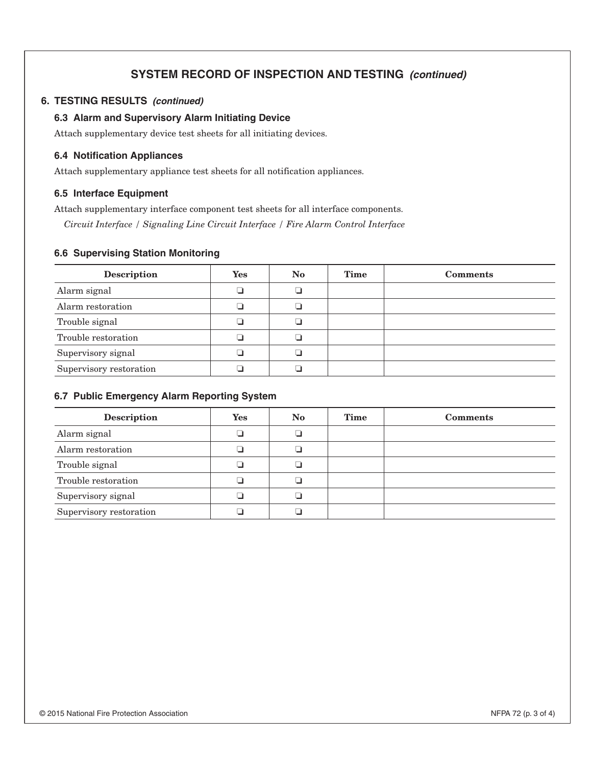# SYSTEM RECORD OF INSPECTION AND TESTING *(continued)*

## 6. TESTING RESULTS *(continued)*

### 6.3 Alarm and Supervisory Alarm Initiating Device

Attach supplementary device test sheets for all initiating devices.

### 6.4 Notification Appliances

Attach supplementary appliance test sheets for all notification appliances.

### 6.5 Interface Equipment

Attach supplementary interface component test sheets for all interface components.

*Circuit Interface / Signaling Line Circuit Interface / Fire Alarm Control Interface*

### 6.6 Supervising Station Monitoring

| Description | Yes | No | Time | Comments |
|---|---|---|---|---|
| Alarm signal | ❑ | ❑ | | |
| Alarm restoration | ❑ | ❑ | | |
| Trouble signal | ❑ | ❑ | | |
| Trouble restoration | ❑ | ❑ | | |
| Supervisory signal | ❑ | ❑ | | |
| Supervisory restoration | ❑ | ❑ | | |

### 6.7 Public Emergency Alarm Reporting System

| Description | Yes | No | Time | Comments |
|---|---|---|---|---|
| Alarm signal | ❑ | ❑ | | |
| Alarm restoration | ❑ | ❑ | | |
| Trouble signal | ❑ | ❑ | | |
| Trouble restoration | ❑ | ❑ | | |
| Supervisory signal | ❑ | ❑ | | |
| Supervisory restoration | ❑ | ❑ | | |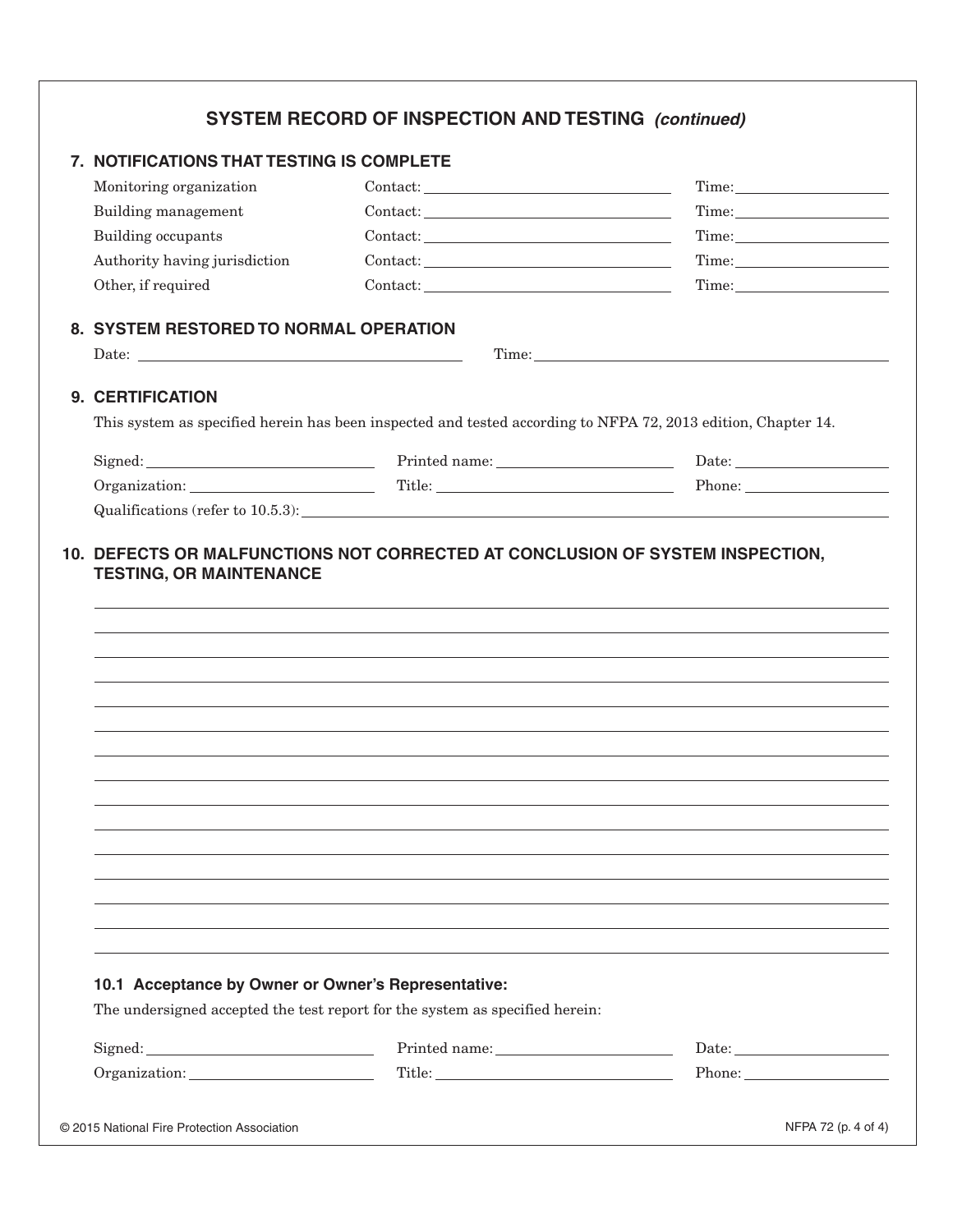## SYSTEM RECORD OF INSPECTION AND TESTING *(continued)*

### 7. NOTIFICATIONS THAT TESTING IS COMPLETE

| | | |
|---|---|---|
| Monitoring organization | Contact: ____________________ | Time: ____________ |
| Building management | Contact: ____________________ | Time: ____________ |
| Building occupants | Contact: ____________________ | Time: ____________ |
| Authority having jurisdiction | Contact: ____________________ | Time: ____________ |
| Other, if required | Contact: ____________________ | Time: ____________ |

### 8. SYSTEM RESTORED TO NORMAL OPERATION

Date: ____________________ Time: ____________________

### 9. CERTIFICATION

This system as specified herein has been inspected and tested according to NFPA 72, 2013 edition, Chapter 14.

| | | |
|---|---|---|
| Signed: ____________________ | Printed name: ____________________ | Date: ____________ |
| Organization: ____________________ | Title: ____________________ | Phone: ____________ |

Qualifications (refer to 10.5.3): ____________________________________________

### 10. DEFECTS OR MALFUNCTIONS NOT CORRECTED AT CONCLUSION OF SYSTEM INSPECTION, TESTING, OR MAINTENANCE

______________________________________________________________________

______________________________________________________________________

______________________________________________________________________

______________________________________________________________________

______________________________________________________________________

______________________________________________________________________

______________________________________________________________________

______________________________________________________________________

______________________________________________________________________

______________________________________________________________________

______________________________________________________________________

______________________________________________________________________

______________________________________________________________________

______________________________________________________________________

______________________________________________________________________

#### 10.1 Acceptance by Owner or Owner's Representative:

The undersigned accepted the test report for the system as specified herein:

| | | |
|---|---|---|
| Signed: ____________________ | Printed name: ____________________ | Date: ____________ |
| Organization: ____________________ | Title: ____________________ | Phone: ____________ |

© 2015 National Fire Protection Association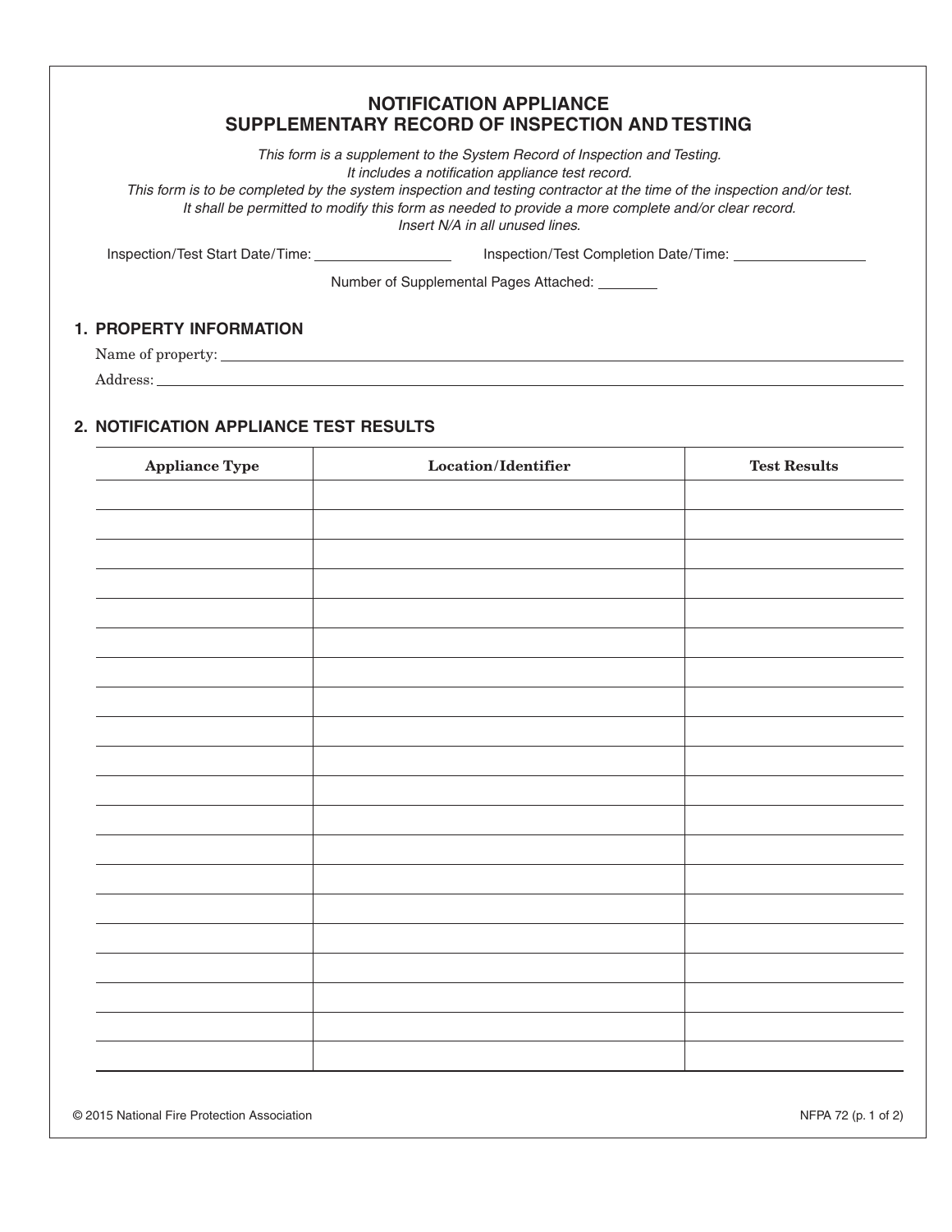# NOTIFICATION APPLIANCE SUPPLEMENTARY RECORD OF INSPECTION AND TESTING

*This form is a supplement to the System Record of Inspection and Testing.*
*It includes a notification appliance test record.*
*This form is to be completed by the system inspection and testing contractor at the time of the inspection and/or test.*
*It shall be permitted to modify this form as needed to provide a more complete and/or clear record.*
*Insert N/A in all unused lines.*

Inspection/Test Start Date/Time: ________________ Inspection/Test Completion Date/Time: ________________

Number of Supplemental Pages Attached: ________

## 1. PROPERTY INFORMATION

Name of property: ____________________________________________

Address: ____________________________________________

## 2. NOTIFICATION APPLIANCE TEST RESULTS

| Appliance Type | Location/Identifier | Test Results |
|---|---|---|
| | | |
| | | |
| | | |
| | | |
| | | |
| | | |
| | | |
| | | |
| | | |
| | | |
| | | |
| | | |
| | | |
| | | |
| | | |
| | | |
| | | |
| | | |
| | | |
| | | |

© 2015 National Fire Protection Association NFPA 72 (p. 1 of 2)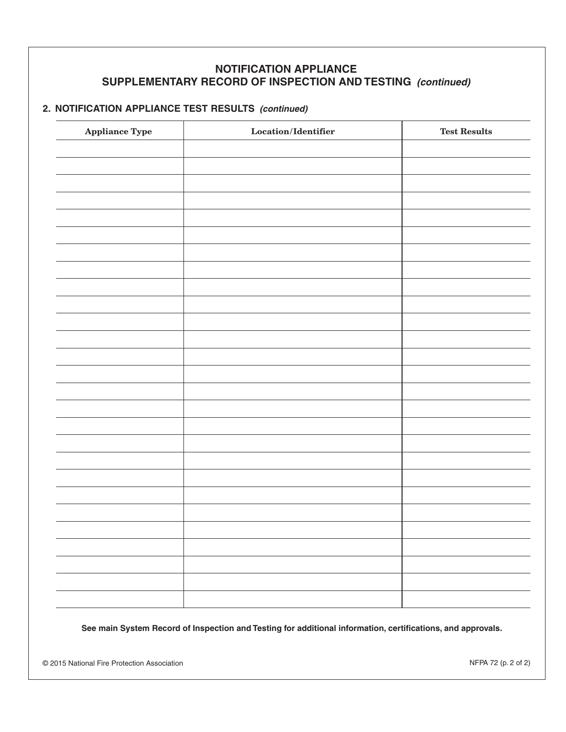## NOTIFICATION APPLIANCE SUPPLEMENTARY RECORD OF INSPECTION AND TESTING *(continued)*

### 2. NOTIFICATION APPLIANCE TEST RESULTS *(continued)*

| Appliance Type | Location/Identifier | Test Results |
|---|---|---|
| | | |
| | | |
| | | |
| | | |
| | | |
| | | |
| | | |
| | | |
| | | |
| | | |
| | | |
| | | |
| | | |
| | | |
| | | |
| | | |
| | | |
| | | |
| | | |
| | | |
| | | |
| | | |
| | | |
| | | |
| | | |
| | | |
| | | |

**See main System Record of Inspection and Testing for additional information, certifications, and approvals.**

© 2015 National Fire Protection Association

NFPA 72 (p. 2 of 2)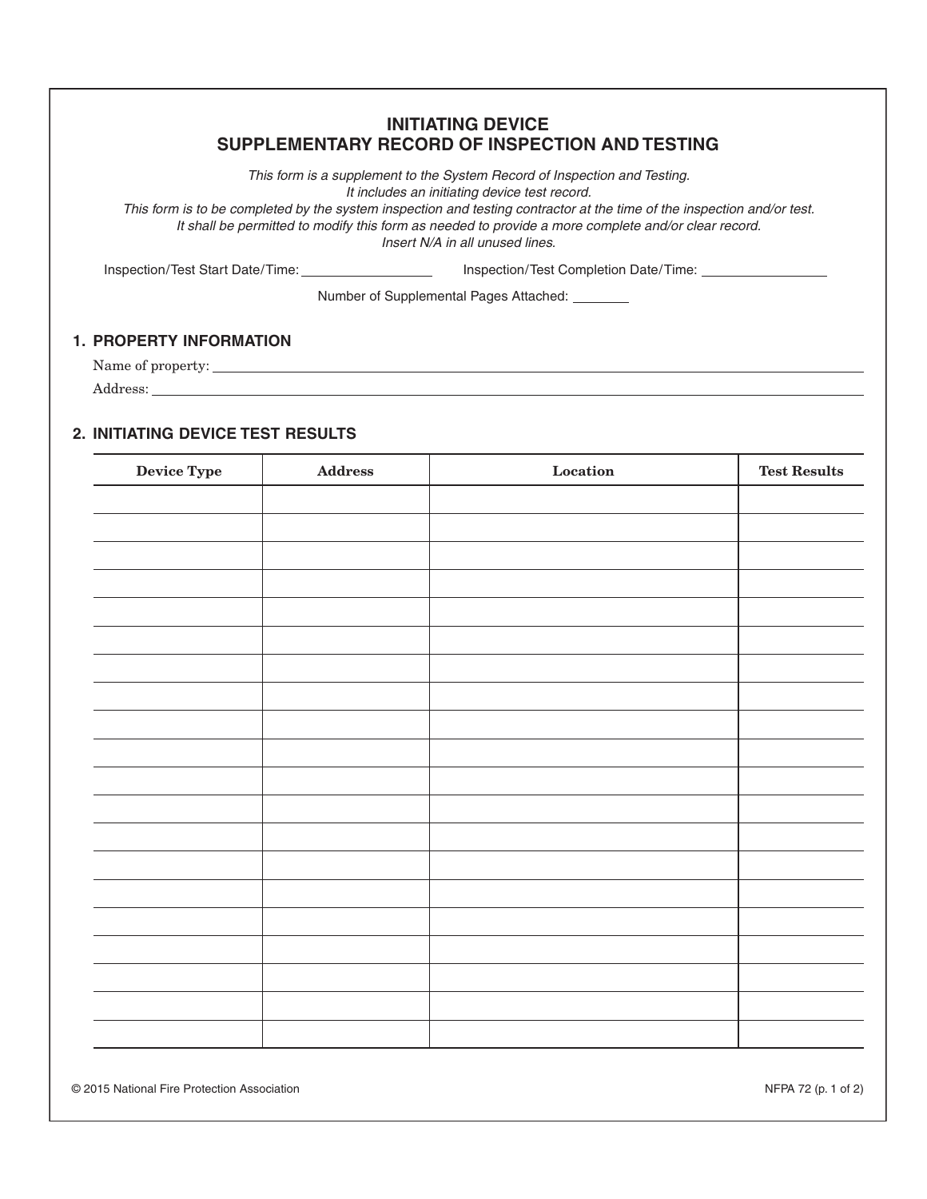# INITIATING DEVICE SUPPLEMENTARY RECORD OF INSPECTION AND TESTING

*This form is a supplement to the System Record of Inspection and Testing.*
*It includes an initiating device test record.*
*This form is to be completed by the system inspection and testing contractor at the time of the inspection and/or test.*
*It shall be permitted to modify this form as needed to provide a more complete and/or clear record.*
*Insert N/A in all unused lines.*

Inspection/Test Start Date/Time: ________________ Inspection/Test Completion Date/Time: ________________

Number of Supplemental Pages Attached: ________

## 1. PROPERTY INFORMATION

Name of property: ____________________________________________

Address: ____________________________________________

## 2. INITIATING DEVICE TEST RESULTS

| Device Type | Address | Location | Test Results |
|---|---|---|---|
| | | | |
| | | | |
| | | | |
| | | | |
| | | | |
| | | | |
| | | | |
| | | | |
| | | | |
| | | | |
| | | | |
| | | | |
| | | | |
| | | | |
| | | | |
| | | | |
| | | | |
| | | | |
| | | | |
| | | | |

© 2015 National Fire Protection Association NFPA 72 (p. 1 of 2)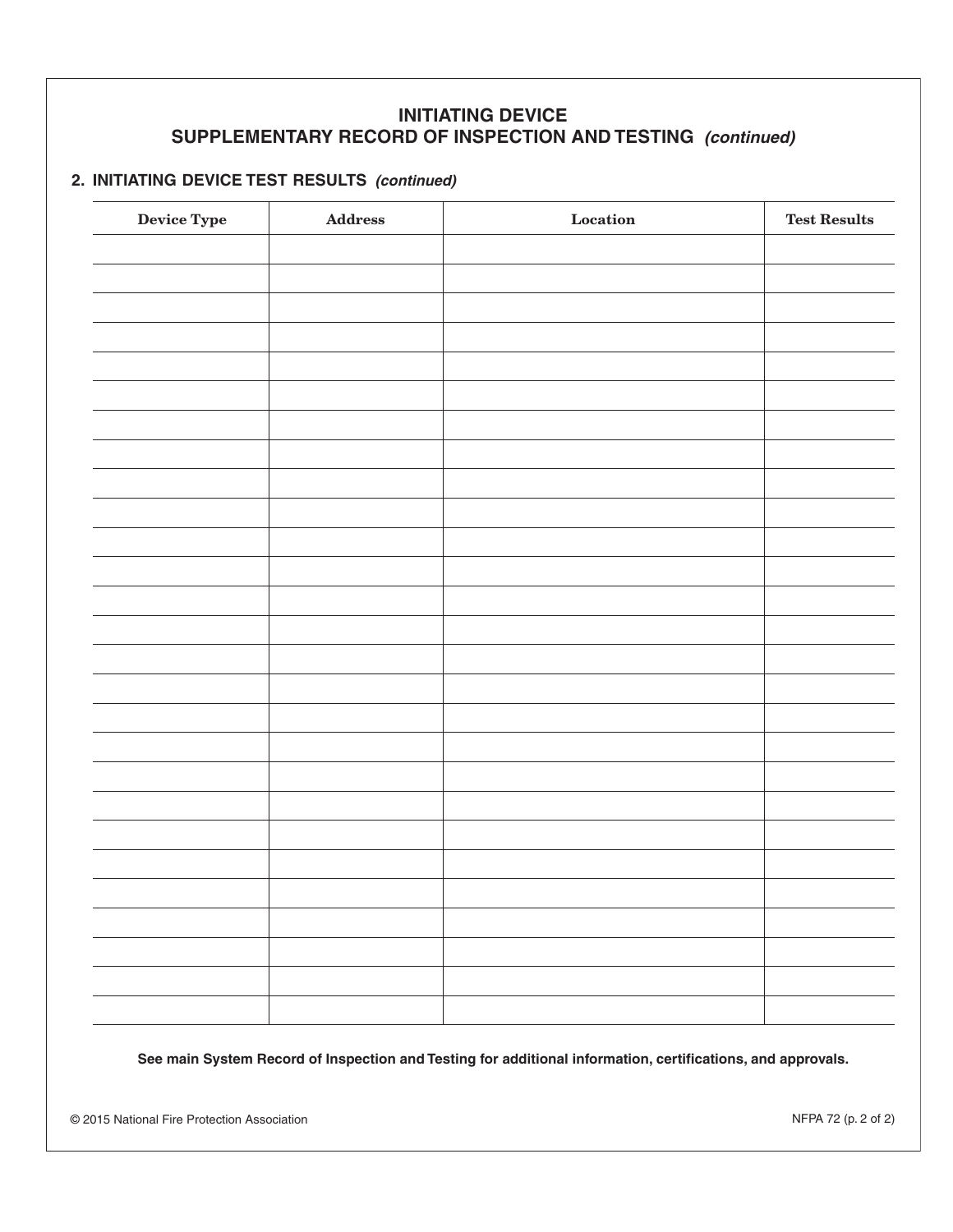# INITIATING DEVICE SUPPLEMENTARY RECORD OF INSPECTION AND TESTING *(continued)*

## 2. INITIATING DEVICE TEST RESULTS *(continued)*

| Device Type | Address | Location | Test Results |
|---|---|---|---|
| | | | |
| | | | |
| | | | |
| | | | |
| | | | |
| | | | |
| | | | |
| | | | |
| | | | |
| | | | |
| | | | |
| | | | |
| | | | |
| | | | |
| | | | |
| | | | |
| | | | |
| | | | |
| | | | |
| | | | |
| | | | |
| | | | |
| | | | |
| | | | |
| | | | |
| | | | |
| | | | |

**See main System Record of Inspection and Testing for additional information, certifications, and approvals.**

© 2015 National Fire Protection Association